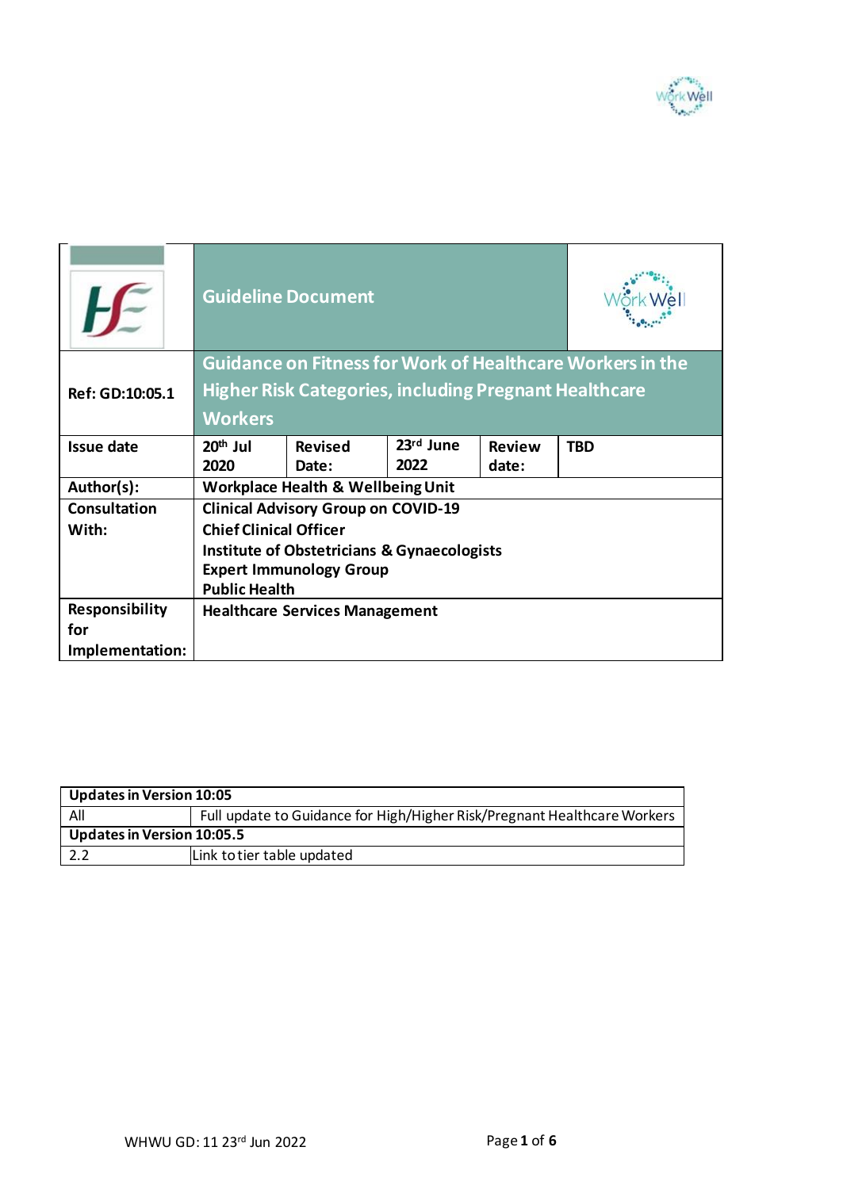| | | |
|---|---|---|
| | **Guideline Document** | |
| **Ref: GD:10:05.1** | **Guidance on Fitness for Work of Healthcare Workers in the Higher Risk Categories, including Pregnant Healthcare Workers** | |

| | | | | | |
|---|---|---|---|---|---|
| **Issue date** | **20th Jul 2020** | **Revised Date:** | **23rd June 2022** | **Review date:** | **TBD** |
| **Author(s):** | **Workplace Health & Wellbeing Unit** | | | | |
| **Consultation With:** | **Clinical Advisory Group on COVID-19**<br>**Chief Clinical Officer**<br>**Institute of Obstetricians & Gynaecologists**<br>**Expert Immunology Group**<br>**Public Health** | | | | |
| **Responsibility for Implementation:** | **Healthcare Services Management** | | | | |

| **Updates in Version 10:05** | |
|---|---|
| All | Full update to Guidance for High/Higher Risk/Pregnant Healthcare Workers |
| **Updates in Version 10:05.5** | |
| 2.2 | Link to tier table updated |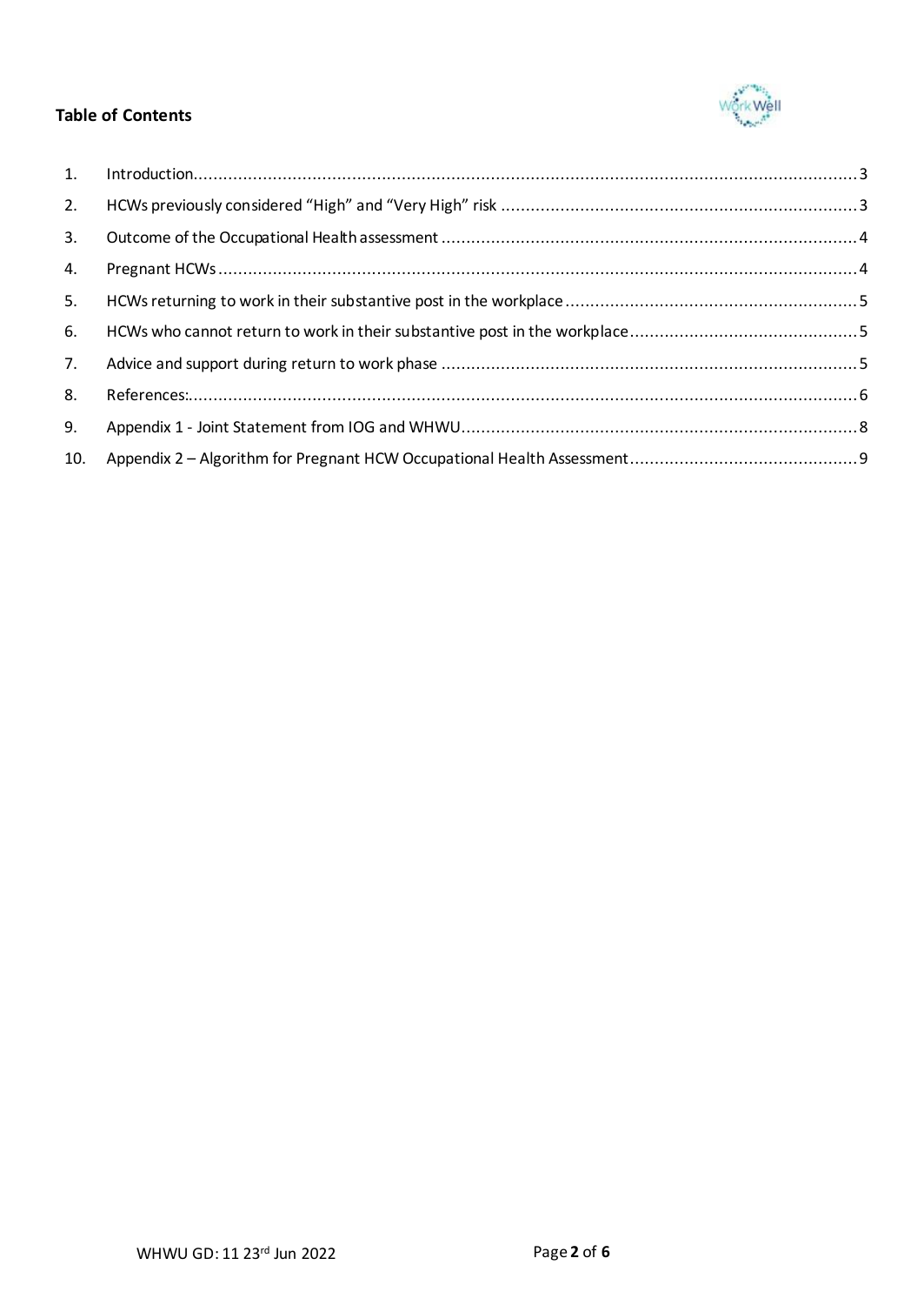## Table of Contents

1. Introduction......................................................................................................................................3
2. HCWs previously considered "High" and "Very High" risk ........................................................................3
3. Outcome of the Occupational Health assessment ....................................................................................4
4. Pregnant HCWs.................................................................................................................................4
5. HCWs returning to work in their substantive post in the workplace ...........................................................5
6. HCWs who cannot return to work in their substantive post in the workplace ..............................................5
7. Advice and support during return to work phase ....................................................................................5
8. References:.......................................................................................................................................6
9. Appendix 1 - Joint Statement from IOG and WHWU................................................................................8
10. Appendix 2 – Algorithm for Pregnant HCW Occupational Health Assessment ..............................................9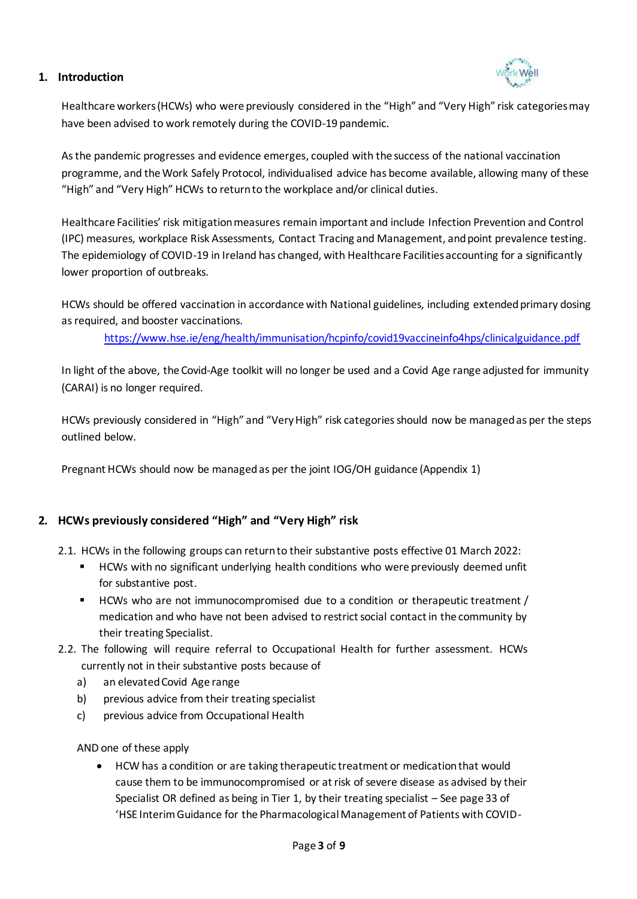## 1. Introduction

Healthcare workers (HCWs) who were previously considered in the "High" and "Very High" risk categories may have been advised to work remotely during the COVID-19 pandemic.

As the pandemic progresses and evidence emerges, coupled with the success of the national vaccination programme, and the Work Safely Protocol, individualised advice has become available, allowing many of these "High" and "Very High" HCWs to return to the workplace and/or clinical duties.

Healthcare Facilities' risk mitigation measures remain important and include Infection Prevention and Control (IPC) measures, workplace Risk Assessments, Contact Tracing and Management, and point prevalence testing. The epidemiology of COVID-19 in Ireland has changed, with Healthcare Facilities accounting for a significantly lower proportion of outbreaks.

HCWs should be offered vaccination in accordance with National guidelines, including extended primary dosing as required, and booster vaccinations.

https://www.hse.ie/eng/health/immunisation/hcpinfo/covid19vaccineinfo4hps/clinicalguidance.pdf

In light of the above, the Covid-Age toolkit will no longer be used and a Covid Age range adjusted for immunity (CARAI) is no longer required.

HCWs previously considered in "High" and "Very High" risk categories should now be managed as per the steps outlined below.

Pregnant HCWs should now be managed as per the joint IOG/OH guidance (Appendix 1)

## 2. HCWs previously considered "High" and "Very High" risk

2.1. HCWs in the following groups can return to their substantive posts effective 01 March 2022:

- HCWs with no significant underlying health conditions who were previously deemed unfit for substantive post.
- HCWs who are not immunocompromised due to a condition or therapeutic treatment / medication and who have not been advised to restrict social contact in the community by their treating Specialist.

2.2. The following will require referral to Occupational Health for further assessment. HCWs currently not in their substantive posts because of

a) an elevated Covid Age range
b) previous advice from their treating specialist
c) previous advice from Occupational Health

AND one of these apply

- HCW has a condition or are taking therapeutic treatment or medication that would cause them to be immunocompromised or at risk of severe disease as advised by their Specialist OR defined as being in Tier 1, by their treating specialist – See page 33 of 'HSE Interim Guidance for the Pharmacological Management of Patients with COVID-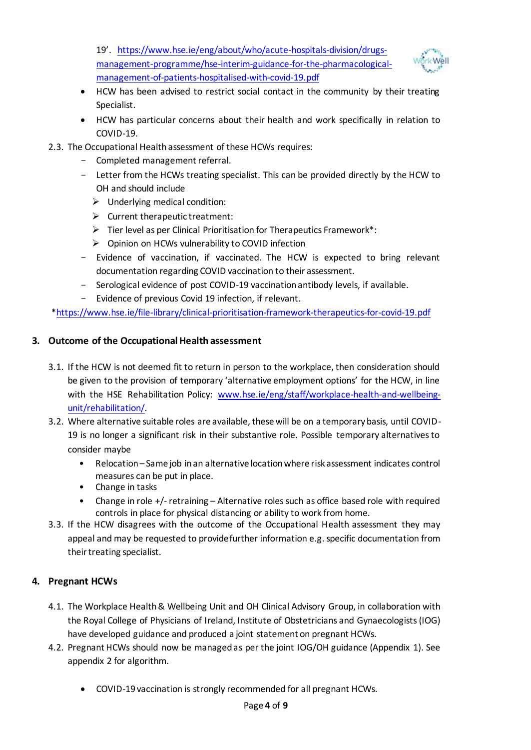19'. https://www.hse.ie/eng/about/who/acute-hospitals-division/drugs-management-programme/hse-interim-guidance-for-the-pharmacological-management-of-patients-hospitalised-with-covid-19.pdf

- HCW has been advised to restrict social contact in the community by their treating Specialist.
- HCW has particular concerns about their health and work specifically in relation to COVID-19.

2.3. The Occupational Health assessment of these HCWs requires:

- Completed management referral.
- Letter from the HCWs treating specialist. This can be provided directly by the HCW to OH and should include
  - Underlying medical condition:
  - Current therapeutic treatment:
  - Tier level as per Clinical Prioritisation for Therapeutics Framework*:
  - Opinion on HCWs vulnerability to COVID infection
- Evidence of vaccination, if vaccinated. The HCW is expected to bring relevant documentation regarding COVID vaccination to their assessment.
- Serological evidence of post COVID-19 vaccination antibody levels, if available.
- Evidence of previous Covid 19 infection, if relevant.

*https://www.hse.ie/file-library/clinical-prioritisation-framework-therapeutics-for-covid-19.pdf

## 3. Outcome of the Occupational Health assessment

3.1. If the HCW is not deemed fit to return in person to the workplace, then consideration should be given to the provision of temporary 'alternative employment options' for the HCW, in line with the HSE Rehabilitation Policy: www.hse.ie/eng/staff/workplace-health-and-wellbeing-unit/rehabilitation/.

3.2. Where alternative suitable roles are available, these will be on a temporary basis, until COVID-19 is no longer a significant risk in their substantive role. Possible temporary alternatives to consider maybe

- Relocation – Same job in an alternative location where risk assessment indicates control measures can be put in place.
- Change in tasks
- Change in role +/- retraining – Alternative roles such as office based role with required controls in place for physical distancing or ability to work from home.

3.3. If the HCW disagrees with the outcome of the Occupational Health assessment they may appeal and may be requested to provide further information e.g. specific documentation from their treating specialist.

## 4. Pregnant HCWs

4.1. The Workplace Health & Wellbeing Unit and OH Clinical Advisory Group, in collaboration with the Royal College of Physicians of Ireland, Institute of Obstetricians and Gynaecologists (IOG) have developed guidance and produced a joint statement on pregnant HCWs.

4.2. Pregnant HCWs should now be managed as per the joint IOG/OH guidance (Appendix 1). See appendix 2 for algorithm.

- COVID-19 vaccination is strongly recommended for all pregnant HCWs.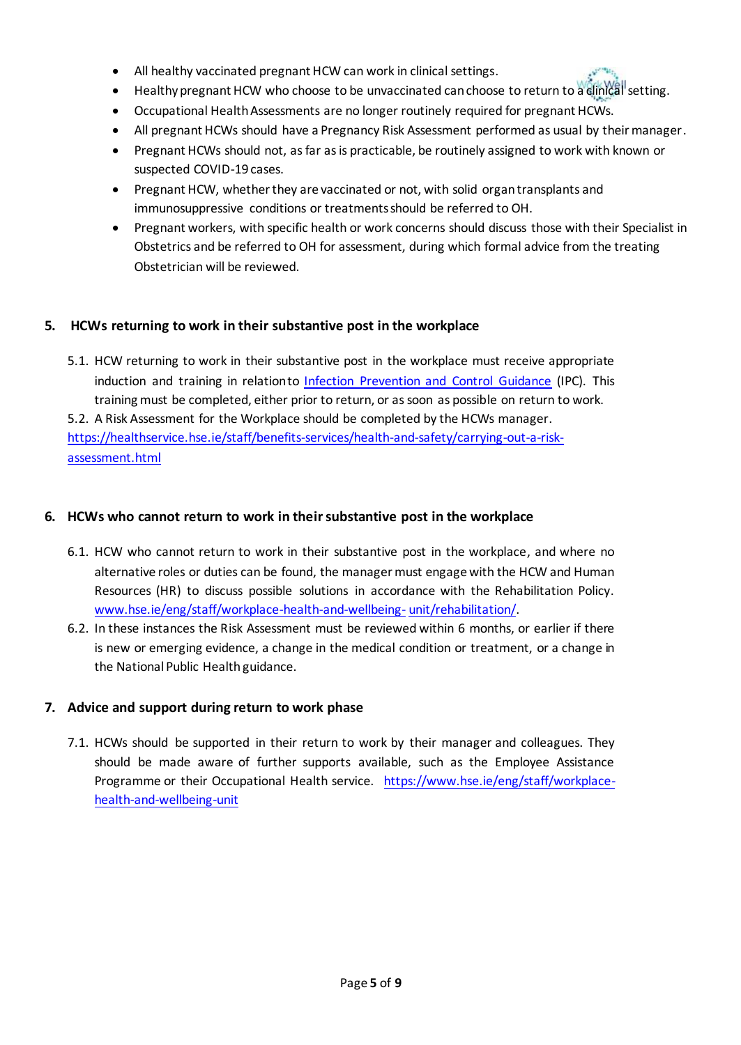- All healthy vaccinated pregnant HCW can work in clinical settings.
- Healthy pregnant HCW who choose to be unvaccinated can choose to return to a clinical setting.
- Occupational Health Assessments are no longer routinely required for pregnant HCWs.
- All pregnant HCWs should have a Pregnancy Risk Assessment performed as usual by their manager.
- Pregnant HCWs should not, as far as is practicable, be routinely assigned to work with known or suspected COVID-19 cases.
- Pregnant HCW, whether they are vaccinated or not, with solid organ transplants and immunosuppressive conditions or treatments should be referred to OH.
- Pregnant workers, with specific health or work concerns should discuss those with their Specialist in Obstetrics and be referred to OH for assessment, during which formal advice from the treating Obstetrician will be reviewed.

## 5. HCWs returning to work in their substantive post in the workplace

5.1. HCW returning to work in their substantive post in the workplace must receive appropriate induction and training in relation to [Infection Prevention and Control Guidance](#) (IPC). This training must be completed, either prior to return, or as soon as possible on return to work.

5.2. A Risk Assessment for the Workplace should be completed by the HCWs manager. https://healthservice.hse.ie/staff/benefits-services/health-and-safety/carrying-out-a-risk-assessment.html

## 6. HCWs who cannot return to work in their substantive post in the workplace

6.1. HCW who cannot return to work in their substantive post in the workplace, and where no alternative roles or duties can be found, the manager must engage with the HCW and Human Resources (HR) to discuss possible solutions in accordance with the Rehabilitation Policy. www.hse.ie/eng/staff/workplace-health-and-wellbeing-unit/rehabilitation/.

6.2. In these instances the Risk Assessment must be reviewed within 6 months, or earlier if there is new or emerging evidence, a change in the medical condition or treatment, or a change in the National Public Health guidance.

## 7. Advice and support during return to work phase

7.1. HCWs should be supported in their return to work by their manager and colleagues. They should be made aware of further supports available, such as the Employee Assistance Programme or their Occupational Health service. https://www.hse.ie/eng/staff/workplace-health-and-wellbeing-unit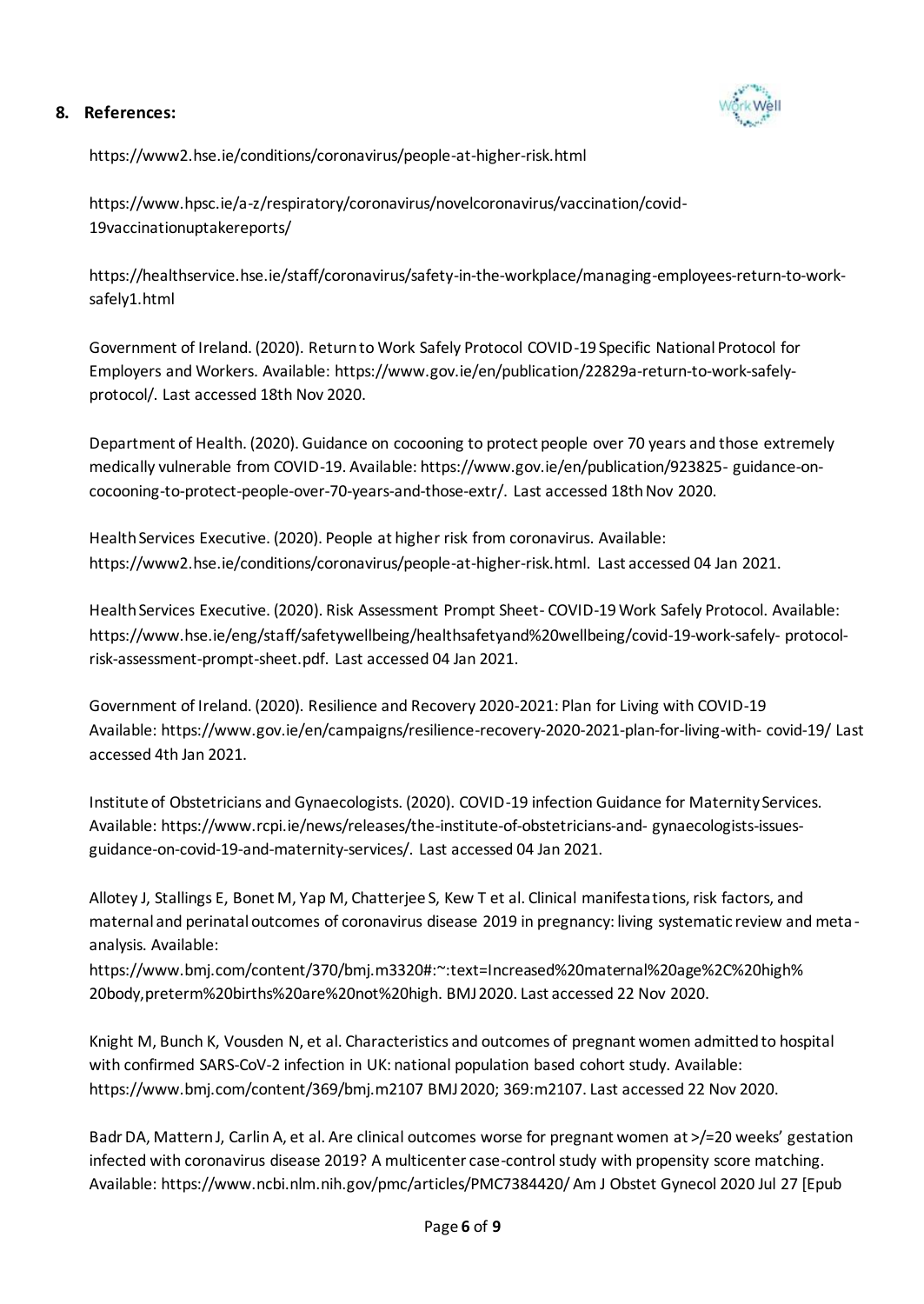## 8. References:

https://www2.hse.ie/conditions/coronavirus/people-at-higher-risk.html

https://www.hpsc.ie/a-z/respiratory/coronavirus/novelcoronavirus/vaccination/covid-19vaccinationuptakereports/

https://healthservice.hse.ie/staff/coronavirus/safety-in-the-workplace/managing-employees-return-to-work-safely1.html

Government of Ireland. (2020). Return to Work Safely Protocol COVID-19 Specific National Protocol for Employers and Workers. Available: https://www.gov.ie/en/publication/22829a-return-to-work-safely-protocol/. Last accessed 18th Nov 2020.

Department of Health. (2020). Guidance on cocooning to protect people over 70 years and those extremely medically vulnerable from COVID-19. Available: https://www.gov.ie/en/publication/923825- guidance-on-cocooning-to-protect-people-over-70-years-and-those-extr/. Last accessed 18th Nov 2020.

Health Services Executive. (2020). People at higher risk from coronavirus. Available: https://www2.hse.ie/conditions/coronavirus/people-at-higher-risk.html. Last accessed 04 Jan 2021.

Health Services Executive. (2020). Risk Assessment Prompt Sheet- COVID-19 Work Safely Protocol. Available: https://www.hse.ie/eng/staff/safetywellbeing/healthsafetyand%20wellbeing/covid-19-work-safely- protocol-risk-assessment-prompt-sheet.pdf. Last accessed 04 Jan 2021.

Government of Ireland. (2020). Resilience and Recovery 2020-2021: Plan for Living with COVID-19 Available: https://www.gov.ie/en/campaigns/resilience-recovery-2020-2021-plan-for-living-with- covid-19/ Last accessed 4th Jan 2021.

Institute of Obstetricians and Gynaecologists. (2020). COVID-19 infection Guidance for Maternity Services. Available: https://www.rcpi.ie/news/releases/the-institute-of-obstetricians-and- gynaecologists-issues-guidance-on-covid-19-and-maternity-services/. Last accessed 04 Jan 2021.

Allotey J, Stallings E, Bonet M, Yap M, Chatterjee S, Kew T et al. Clinical manifestations, risk factors, and maternal and perinatal outcomes of coronavirus disease 2019 in pregnancy: living systematic review and meta-analysis. Available:
https://www.bmj.com/content/370/bmj.m3320#:~:text=Increased%20maternal%20age%2C%20high%20body,preterm%20births%20are%20not%20high. BMJ 2020. Last accessed 22 Nov 2020.

Knight M, Bunch K, Vousden N, et al. Characteristics and outcomes of pregnant women admitted to hospital with confirmed SARS-CoV-2 infection in UK: national population based cohort study. Available: https://www.bmj.com/content/369/bmj.m2107 BMJ 2020; 369:m2107. Last accessed 22 Nov 2020.

Badr DA, Mattern J, Carlin A, et al. Are clinical outcomes worse for pregnant women at >/=20 weeks' gestation infected with coronavirus disease 2019? A multicenter case-control study with propensity score matching. Available: https://www.ncbi.nlm.nih.gov/pmc/articles/PMC7384420/ Am J Obstet Gynecol 2020 Jul 27 [Epub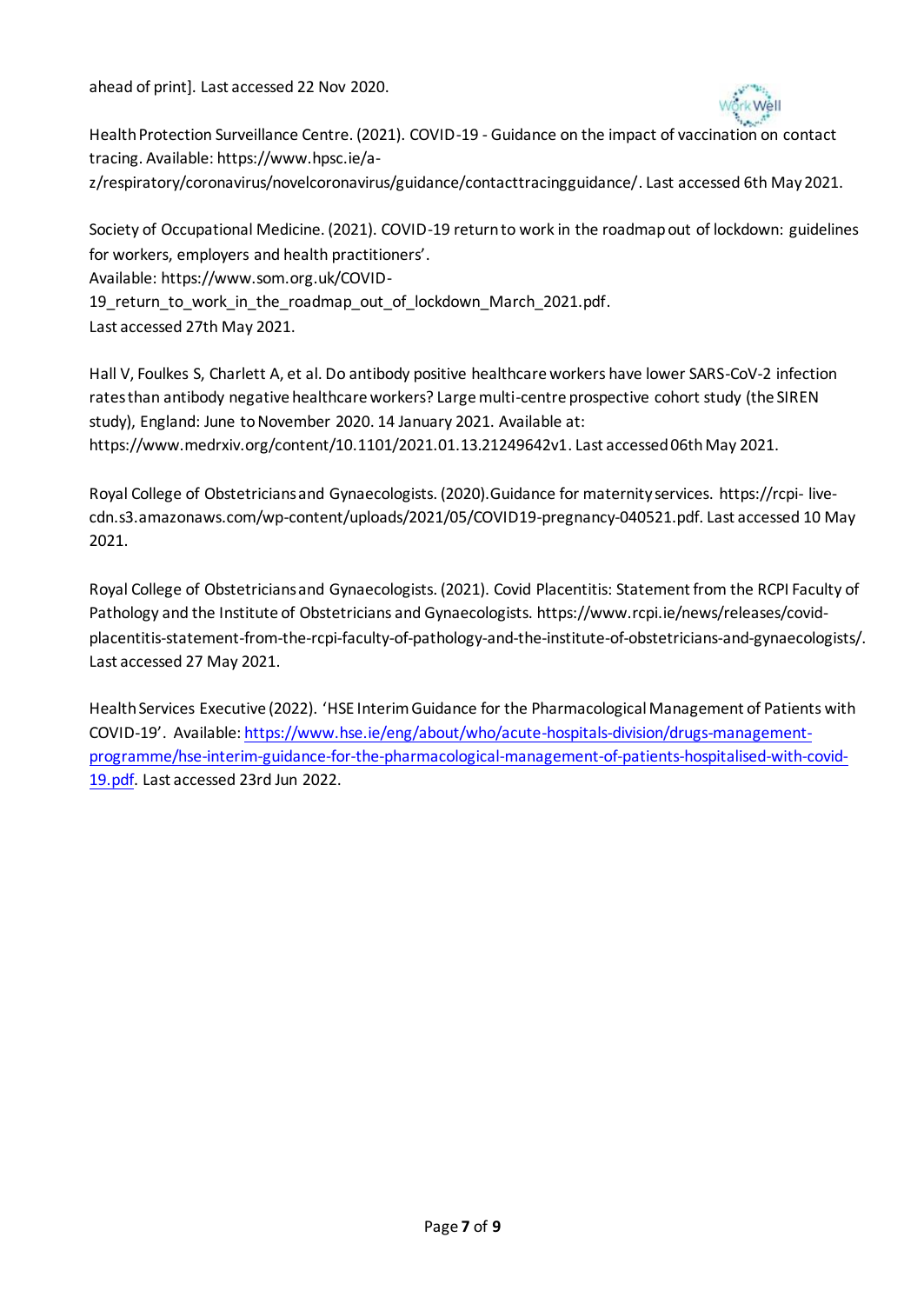ahead of print]. Last accessed 22 Nov 2020.

Health Protection Surveillance Centre. (2021). COVID-19 - Guidance on the impact of vaccination on contact tracing. Available: https://www.hpsc.ie/a-z/respiratory/coronavirus/novelcoronavirus/guidance/contacttracingguidance/. Last accessed 6th May 2021.

Society of Occupational Medicine. (2021). COVID-19 return to work in the roadmap out of lockdown: guidelines for workers, employers and health practitioners'.
Available: https://www.som.org.uk/COVID-19_return_to_work_in_the_roadmap_out_of_lockdown_March_2021.pdf.
Last accessed 27th May 2021.

Hall V, Foulkes S, Charlett A, et al. Do antibody positive healthcare workers have lower SARS-CoV-2 infection rates than antibody negative healthcare workers? Large multi-centre prospective cohort study (the SIREN study), England: June to November 2020. 14 January 2021. Available at: https://www.medrxiv.org/content/10.1101/2021.01.13.21249642v1. Last accessed 06th May 2021.

Royal College of Obstetricians and Gynaecologists. (2020). Guidance for maternity services. https://rcpi- live-cdn.s3.amazonaws.com/wp-content/uploads/2021/05/COVID19-pregnancy-040521.pdf. Last accessed 10 May 2021.

Royal College of Obstetricians and Gynaecologists. (2021). Covid Placentitis: Statement from the RCPI Faculty of Pathology and the Institute of Obstetricians and Gynaecologists. https://www.rcpi.ie/news/releases/covid-placentitis-statement-from-the-rcpi-faculty-of-pathology-and-the-institute-of-obstetricians-and-gynaecologists/. Last accessed 27 May 2021.

Health Services Executive (2022). 'HSE Interim Guidance for the Pharmacological Management of Patients with COVID-19'. Available: [https://www.hse.ie/eng/about/who/acute-hospitals-division/drugs-management-programme/hse-interim-guidance-for-the-pharmacological-management-of-patients-hospitalised-with-covid-19.pdf](https://www.hse.ie/eng/about/who/acute-hospitals-division/drugs-management-programme/hse-interim-guidance-for-the-pharmacological-management-of-patients-hospitalised-with-covid-19.pdf). Last accessed 23rd Jun 2022.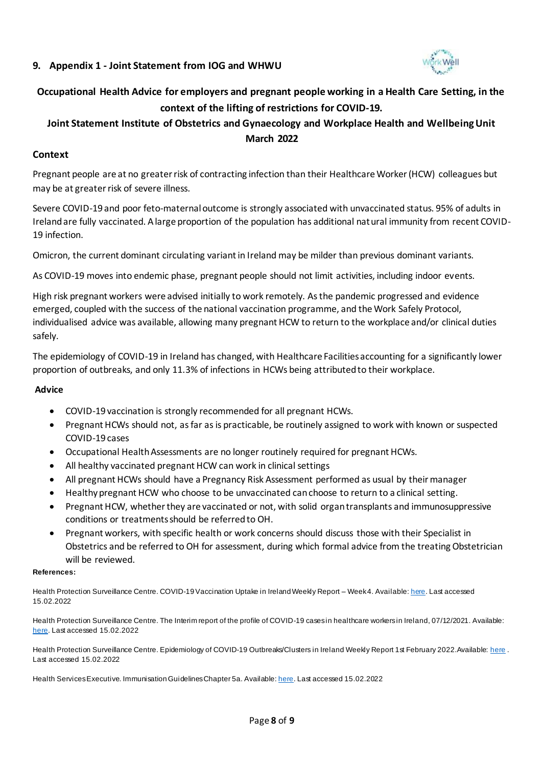## 9. Appendix 1 - Joint Statement from IOG and WHWU

**Occupational Health Advice for employers and pregnant people working in a Health Care Setting, in the context of the lifting of restrictions for COVID-19.**

**Joint Statement Institute of Obstetrics and Gynaecology and Workplace Health and Wellbeing Unit**

**March 2022**

### Context

Pregnant people are at no greater risk of contracting infection than their Healthcare Worker (HCW) colleagues but may be at greater risk of severe illness.

Severe COVID-19 and poor feto-maternal outcome is strongly associated with unvaccinated status. 95% of adults in Ireland are fully vaccinated. A large proportion of the population has additional natural immunity from recent COVID-19 infection.

Omicron, the current dominant circulating variant in Ireland may be milder than previous dominant variants.

As COVID-19 moves into endemic phase, pregnant people should not limit activities, including indoor events.

High risk pregnant workers were advised initially to work remotely. As the pandemic progressed and evidence emerged, coupled with the success of the national vaccination programme, and the Work Safely Protocol, individualised advice was available, allowing many pregnant HCW to return to the workplace and/or clinical duties safely.

The epidemiology of COVID-19 in Ireland has changed, with Healthcare Facilities accounting for a significantly lower proportion of outbreaks, and only 11.3% of infections in HCWs being attributed to their workplace.

### Advice

- COVID-19 vaccination is strongly recommended for all pregnant HCWs.
- Pregnant HCWs should not, as far as is practicable, be routinely assigned to work with known or suspected COVID-19 cases
- Occupational Health Assessments are no longer routinely required for pregnant HCWs.
- All healthy vaccinated pregnant HCW can work in clinical settings
- All pregnant HCWs should have a Pregnancy Risk Assessment performed as usual by their manager
- Healthy pregnant HCW who choose to be unvaccinated can choose to return to a clinical setting.
- Pregnant HCW, whether they are vaccinated or not, with solid organ transplants and immunosuppressive conditions or treatments should be referred to OH.
- Pregnant workers, with specific health or work concerns should discuss those with their Specialist in Obstetrics and be referred to OH for assessment, during which formal advice from the treating Obstetrician will be reviewed.

**References:**

Health Protection Surveillance Centre. COVID-19 Vaccination Uptake in Ireland Weekly Report – Week 4. Available: here. Last accessed 15.02.2022

Health Protection Surveillance Centre. The Interim report of the profile of COVID-19 cases in healthcare workers in Ireland, 07/12/2021. Available: here. Last accessed 15.02.2022

Health Protection Surveillance Centre. Epidemiology of COVID-19 Outbreaks/Clusters in Ireland Weekly Report 1st February 2022. Available: here . Last accessed 15.02.2022

Health Services Executive. Immunisation Guidelines Chapter 5a. Available: here. Last accessed 15.02.2022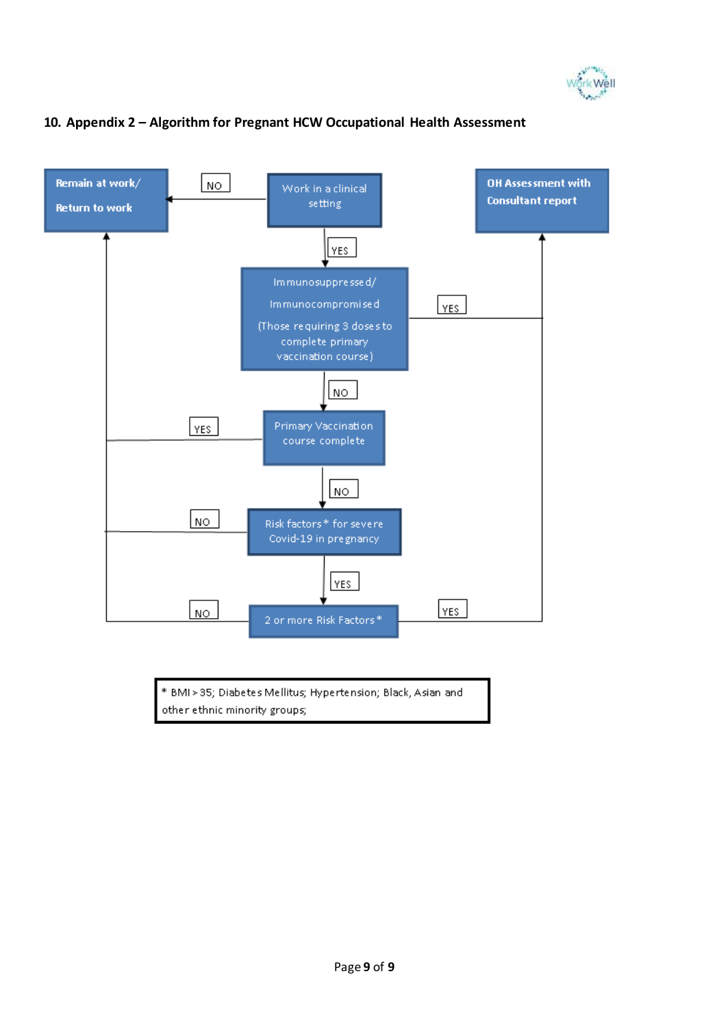## 10. Appendix 2 – Algorithm for Pregnant HCW Occupational Health Assessment

Remain at work/

Return to work

NO

Work in a clinical setting

OH Assessment with Consultant report

YES

Immunosuppressed/

Immunocompromised

(Those requiring 3 doses to complete primary vaccination course)

YES

NO

YES

Primary Vaccination course complete

NO

NO

Risk factors* for severe Covid-19 in pregnancy

YES

NO

2 or more Risk Factors*

YES

* BMI > 35; Diabetes Mellitus; Hypertension; Black, Asian and other ethnic minority groups;